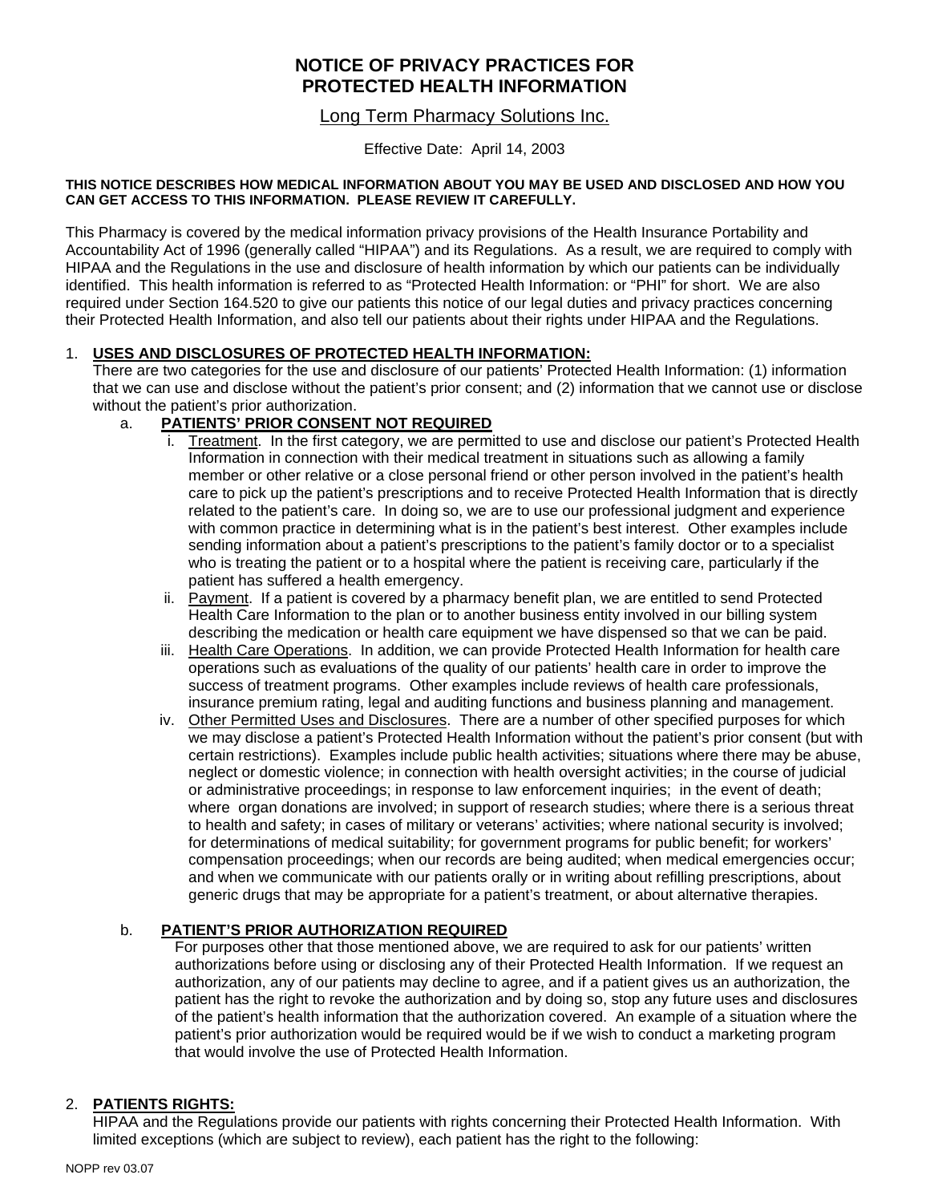# NOTICE OF PRIVACY PRACTICES FOR PROTECTED HEALTH INFORMATION

Long Term Pharmacy Solutions Inc.

Effective Date: April 14, 2003

**THIS NOTICE DESCRIBES HOW MEDICAL INFORMATION ABOUT YOU MAY BE USED AND DISCLOSED AND HOW YOU CAN GET ACCESS TO THIS INFORMATION. PLEASE REVIEW IT CAREFULLY.**

This Pharmacy is covered by the medical information privacy provisions of the Health Insurance Portability and Accountability Act of 1996 (generally called "HIPAA") and its Regulations. As a result, we are required to comply with HIPAA and the Regulations in the use and disclosure of health information by which our patients can be individually identified. This health information is referred to as "Protected Health Information: or "PHI" for short. We are also required under Section 164.520 to give our patients this notice of our legal duties and privacy practices concerning their Protected Health Information, and also tell our patients about their rights under HIPAA and the Regulations.

1. **USES AND DISCLOSURES OF PROTECTED HEALTH INFORMATION:**
   There are two categories for the use and disclosure of our patients' Protected Health Information: (1) information that we can use and disclose without the patient's prior consent; and (2) information that we cannot use or disclose without the patient's prior authorization.

   a. **PATIENTS' PRIOR CONSENT NOT REQUIRED**

      i. Treatment. In the first category, we are permitted to use and disclose our patient's Protected Health Information in connection with their medical treatment in situations such as allowing a family member or other relative or a close personal friend or other person involved in the patient's health care to pick up the patient's prescriptions and to receive Protected Health Information that is directly related to the patient's care. In doing so, we are to use our professional judgment and experience with common practice in determining what is in the patient's best interest. Other examples include sending information about a patient's prescriptions to the patient's family doctor or to a specialist who is treating the patient or to a hospital where the patient is receiving care, particularly if the patient has suffered a health emergency.

      ii. Payment. If a patient is covered by a pharmacy benefit plan, we are entitled to send Protected Health Care Information to the plan or to another business entity involved in our billing system describing the medication or health care equipment we have dispensed so that we can be paid.

      iii. Health Care Operations. In addition, we can provide Protected Health Information for health care operations such as evaluations of the quality of our patients' health care in order to improve the success of treatment programs. Other examples include reviews of health care professionals, insurance premium rating, legal and auditing functions and business planning and management.

      iv. Other Permitted Uses and Disclosures. There are a number of other specified purposes for which we may disclose a patient's Protected Health Information without the patient's prior consent (but with certain restrictions). Examples include public health activities; situations where there may be abuse, neglect or domestic violence; in connection with health oversight activities; in the course of judicial or administrative proceedings; in response to law enforcement inquiries; in the event of death; where organ donations are involved; in support of research studies; where there is a serious threat to health and safety; in cases of military or veterans' activities; where national security is involved; for determinations of medical suitability; for government programs for public benefit; for workers' compensation proceedings; when our records are being audited; when medical emergencies occur; and when we communicate with our patients orally or in writing about refilling prescriptions, about generic drugs that may be appropriate for a patient's treatment, or about alternative therapies.

   b. **PATIENT'S PRIOR AUTHORIZATION REQUIRED**

      For purposes other that those mentioned above, we are required to ask for our patients' written authorizations before using or disclosing any of their Protected Health Information. If we request an authorization, any of our patients may decline to agree, and if a patient gives us an authorization, the patient has the right to revoke the authorization and by doing so, stop any future uses and disclosures of the patient's health information that the authorization covered. An example of a situation where the patient's prior authorization would be required would be if we wish to conduct a marketing program that would involve the use of Protected Health Information.

2. **PATIENTS RIGHTS:**
   HIPAA and the Regulations provide our patients with rights concerning their Protected Health Information. With limited exceptions (which are subject to review), each patient has the right to the following:

NOPP rev 03.07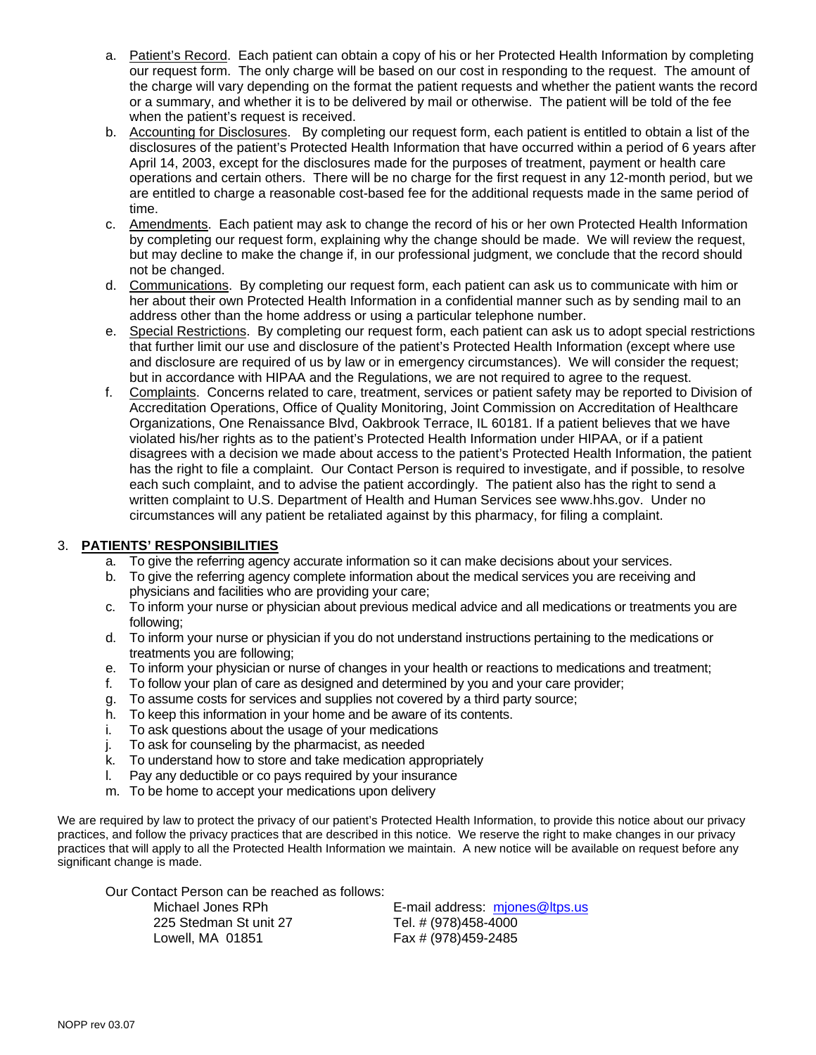a. Patient's Record. Each patient can obtain a copy of his or her Protected Health Information by completing our request form. The only charge will be based on our cost in responding to the request. The amount of the charge will vary depending on the format the patient requests and whether the patient wants the record or a summary, and whether it is to be delivered by mail or otherwise. The patient will be told of the fee when the patient's request is received.
b. Accounting for Disclosures. By completing our request form, each patient is entitled to obtain a list of the disclosures of the patient's Protected Health Information that have occurred within a period of 6 years after April 14, 2003, except for the disclosures made for the purposes of treatment, payment or health care operations and certain others. There will be no charge for the first request in any 12-month period, but we are entitled to charge a reasonable cost-based fee for the additional requests made in the same period of time.
c. Amendments. Each patient may ask to change the record of his or her own Protected Health Information by completing our request form, explaining why the change should be made. We will review the request, but may decline to make the change if, in our professional judgment, we conclude that the record should not be changed.
d. Communications. By completing our request form, each patient can ask us to communicate with him or her about their own Protected Health Information in a confidential manner such as by sending mail to an address other than the home address or using a particular telephone number.
e. Special Restrictions. By completing our request form, each patient can ask us to adopt special restrictions that further limit our use and disclosure of the patient's Protected Health Information (except where use and disclosure are required of us by law or in emergency circumstances). We will consider the request; but in accordance with HIPAA and the Regulations, we are not required to agree to the request.
f. Complaints. Concerns related to care, treatment, services or patient safety may be reported to Division of Accreditation Operations, Office of Quality Monitoring, Joint Commission on Accreditation of Healthcare Organizations, One Renaissance Blvd, Oakbrook Terrace, IL 60181. If a patient believes that we have violated his/her rights as to the patient's Protected Health Information under HIPAA, or if a patient disagrees with a decision we made about access to the patient's Protected Health Information, the patient has the right to file a complaint. Our Contact Person is required to investigate, and if possible, to resolve each such complaint, and to advise the patient accordingly. The patient also has the right to send a written complaint to U.S. Department of Health and Human Services see www.hhs.gov. Under no circumstances will any patient be retaliated against by this pharmacy, for filing a complaint.

## 3. PATIENTS' RESPONSIBILITIES

a. To give the referring agency accurate information so it can make decisions about your services.
b. To give the referring agency complete information about the medical services you are receiving and physicians and facilities who are providing your care;
c. To inform your nurse or physician about previous medical advice and all medications or treatments you are following;
d. To inform your nurse or physician if you do not understand instructions pertaining to the medications or treatments you are following;
e. To inform your physician or nurse of changes in your health or reactions to medications and treatment;
f. To follow your plan of care as designed and determined by you and your care provider;
g. To assume costs for services and supplies not covered by a third party source;
h. To keep this information in your home and be aware of its contents.
i. To ask questions about the usage of your medications
j. To ask for counseling by the pharmacist, as needed
k. To understand how to store and take medication appropriately
l. Pay any deductible or co pays required by your insurance
m. To be home to accept your medications upon delivery

We are required by law to protect the privacy of our patient's Protected Health Information, to provide this notice about our privacy practices, and follow the privacy practices that are described in this notice. We reserve the right to make changes in our privacy practices that will apply to all the Protected Health Information we maintain. A new notice will be available on request before any significant change is made.

Our Contact Person can be reached as follows:

Michael Jones RPh
225 Stedman St unit 27
Lowell, MA 01851

E-mail address: mjones@ltps.us
Tel. # (978)458-4000
Fax # (978)459-2485

NOPP rev 03.07